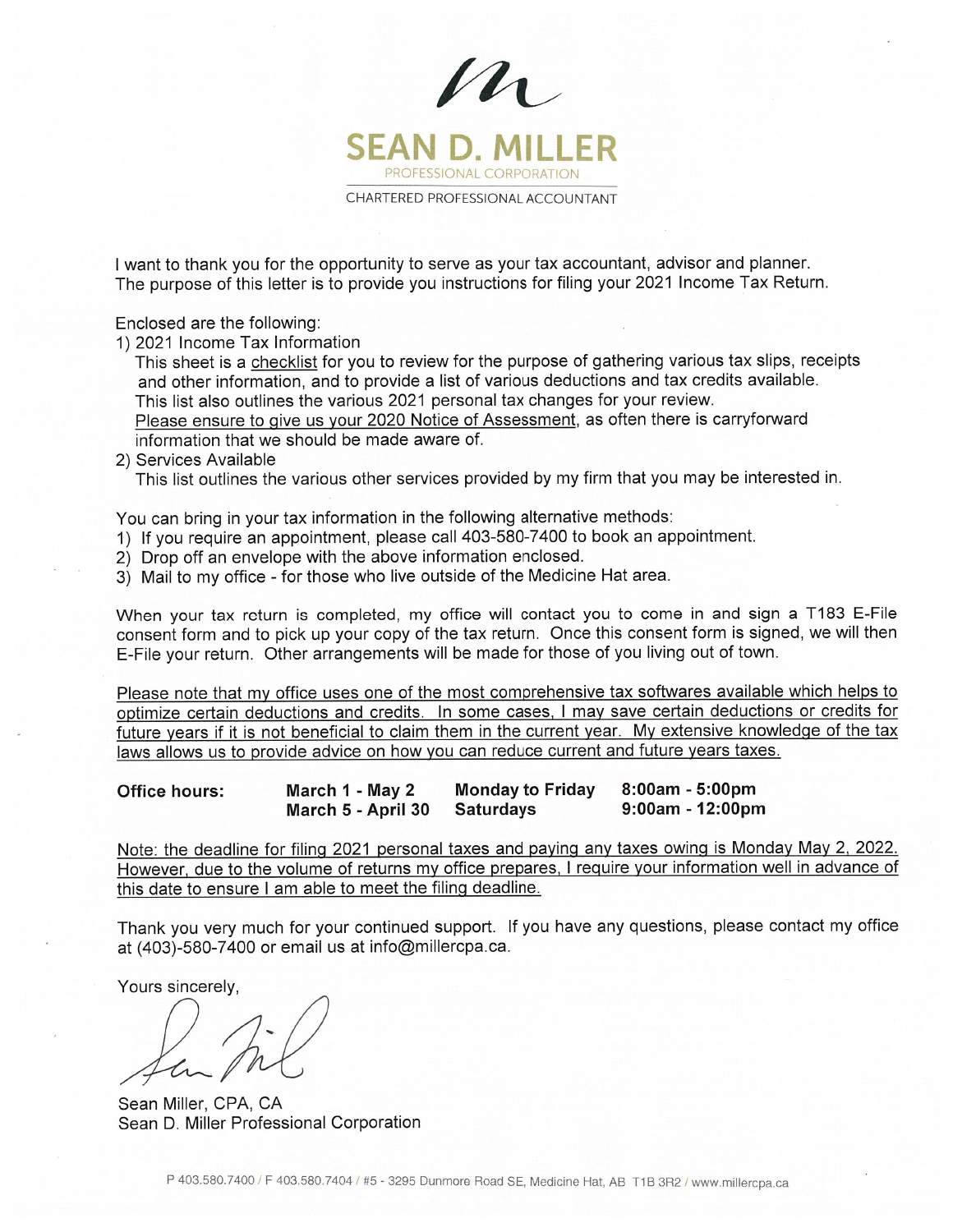# SEAN D. MILLER

PROFESSIONAL CORPORATION

CHARTERED PROFESSIONAL ACCOUNTANT

I want to thank you for the opportunity to serve as your tax accountant, advisor and planner. The purpose of this letter is to provide you instructions for filing your 2021 Income Tax Return.

Enclosed are the following:

1) 2021 Income Tax Information
   This sheet is a <u>checklist</u> for you to review for the purpose of gathering various tax slips, receipts and other information, and to provide a list of various deductions and tax credits available. This list also outlines the various 2021 personal tax changes for your review.
   <u>Please ensure to give us your 2020 Notice of Assessment</u>, as often there is carryforward information that we should be made aware of.
2) Services Available
   This list outlines the various other services provided by my firm that you may be interested in.

You can bring in your tax information in the following alternative methods:

1) If you require an appointment, please call 403-580-7400 to book an appointment.
2) Drop off an envelope with the above information enclosed.
3) Mail to my office - for those who live outside of the Medicine Hat area.

When your tax return is completed, my office will contact you to come in and sign a T183 E-File consent form and to pick up your copy of the tax return. Once this consent form is signed, we will then E-File your return. Other arrangements will be made for those of you living out of town.

<u>Please note that my office uses one of the most comprehensive tax softwares available which helps to optimize certain deductions and credits. In some cases, I may save certain deductions or credits for future years if it is not beneficial to claim them in the current year. My extensive knowledge of the tax laws allows us to provide advice on how you can reduce current and future years taxes.</u>

| **Office hours:** | **March 1 - May 2** | **Monday to Friday** | **8:00am - 5:00pm** |
|---|---|---|---|
| | **March 5 - April 30** | **Saturdays** | **9:00am - 12:00pm** |

<u>Note: the deadline for filing 2021 personal taxes and paying any taxes owing is Monday May 2, 2022. However, due to the volume of returns my office prepares, I require your information well in advance of this date to ensure I am able to meet the filing deadline.</u>

Thank you very much for your continued support. If you have any questions, please contact my office at (403)-580-7400 or email us at info@millercpa.ca.

Yours sincerely,

Sean Miller, CPA, CA
Sean D. Miller Professional Corporation

P 403.580.7400 / F 403.580.7404 / #5 - 3295 Dunmore Road SE, Medicine Hat, AB T1B 3R2 / www.millercpa.ca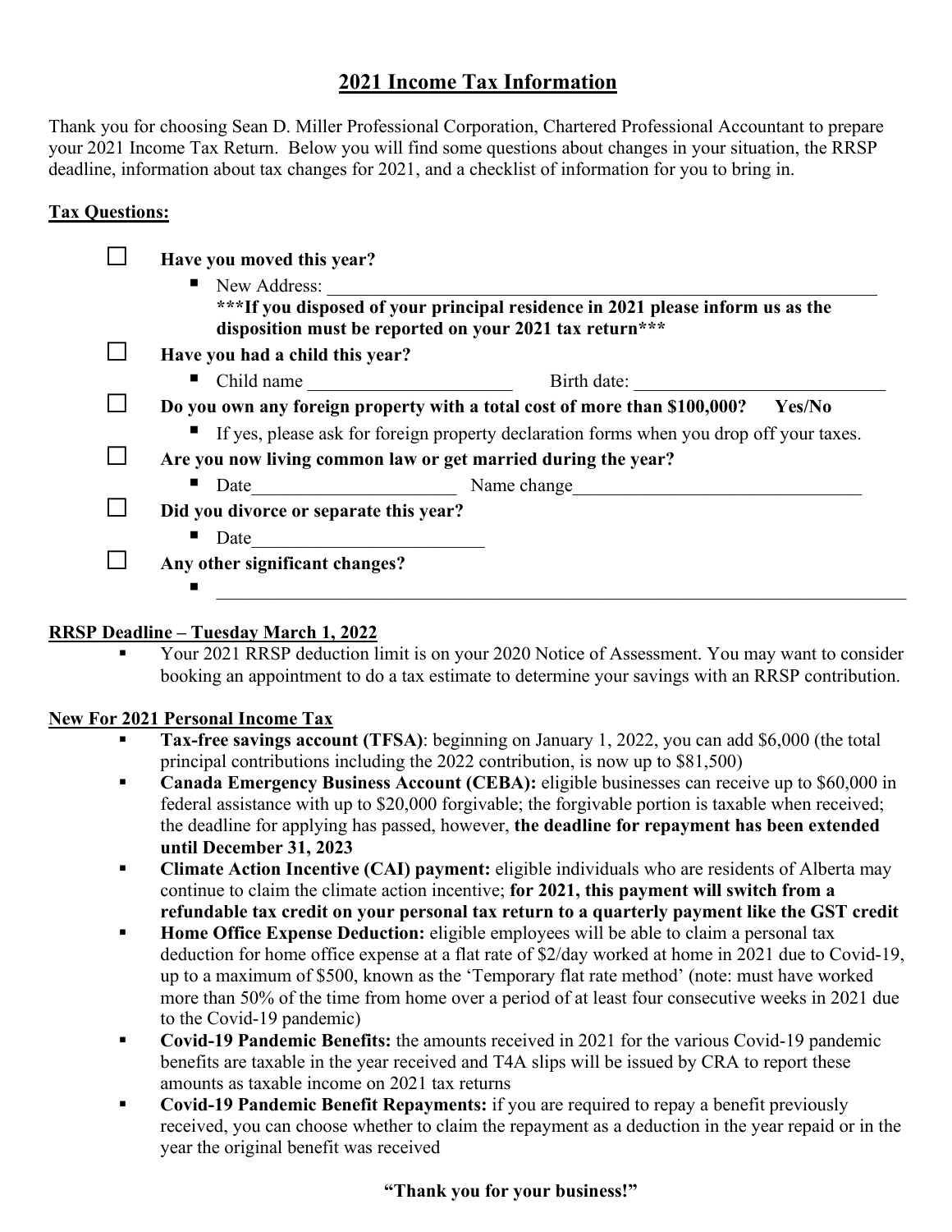# 2021 Income Tax Information

Thank you for choosing Sean D. Miller Professional Corporation, Chartered Professional Accountant to prepare your 2021 Income Tax Return. Below you will find some questions about changes in your situation, the RRSP deadline, information about tax changes for 2021, and a checklist of information for you to bring in.

## Tax Questions:

- ☐ **Have you moved this year?**
  - New Address: ____________________________________________
  
    **\*\*\*If you disposed of your principal residence in 2021 please inform us as the disposition must be reported on your 2021 tax return\*\*\***
- ☐ **Have you had a child this year?**
  - Child name ______________________ Birth date: ___________________________
- ☐ **Do you own any foreign property with a total cost of more than $100,000? Yes/No**
  - If yes, please ask for foreign property declaration forms when you drop off your taxes.
- ☐ **Are you now living common law or get married during the year?**
  - Date______________________ Name change_______________________________
- ☐ **Did you divorce or separate this year?**
  - Date_________________________
- ☐ **Any other significant changes?**
  - ____________________________________________________________

## RRSP Deadline – Tuesday March 1, 2022

- Your 2021 RRSP deduction limit is on your 2020 Notice of Assessment. You may want to consider booking an appointment to do a tax estimate to determine your savings with an RRSP contribution.

## New For 2021 Personal Income Tax

- **Tax-free savings account (TFSA)**: beginning on January 1, 2022, you can add $6,000 (the total principal contributions including the 2022 contribution, is now up to $81,500)
- **Canada Emergency Business Account (CEBA):** eligible businesses can receive up to $60,000 in federal assistance with up to $20,000 forgivable; the forgivable portion is taxable when received; the deadline for applying has passed, however, **the deadline for repayment has been extended until December 31, 2023**
- **Climate Action Incentive (CAI) payment:** eligible individuals who are residents of Alberta may continue to claim the climate action incentive; **for 2021, this payment will switch from a refundable tax credit on your personal tax return to a quarterly payment like the GST credit**
- **Home Office Expense Deduction:** eligible employees will be able to claim a personal tax deduction for home office expense at a flat rate of $2/day worked at home in 2021 due to Covid-19, up to a maximum of $500, known as the 'Temporary flat rate method' (note: must have worked more than 50% of the time from home over a period of at least four consecutive weeks in 2021 due to the Covid-19 pandemic)
- **Covid-19 Pandemic Benefits:** the amounts received in 2021 for the various Covid-19 pandemic benefits are taxable in the year received and T4A slips will be issued by CRA to report these amounts as taxable income on 2021 tax returns
- **Covid-19 Pandemic Benefit Repayments:** if you are required to repay a benefit previously received, you can choose whether to claim the repayment as a deduction in the year repaid or in the year the original benefit was received

**"Thank you for your business!"**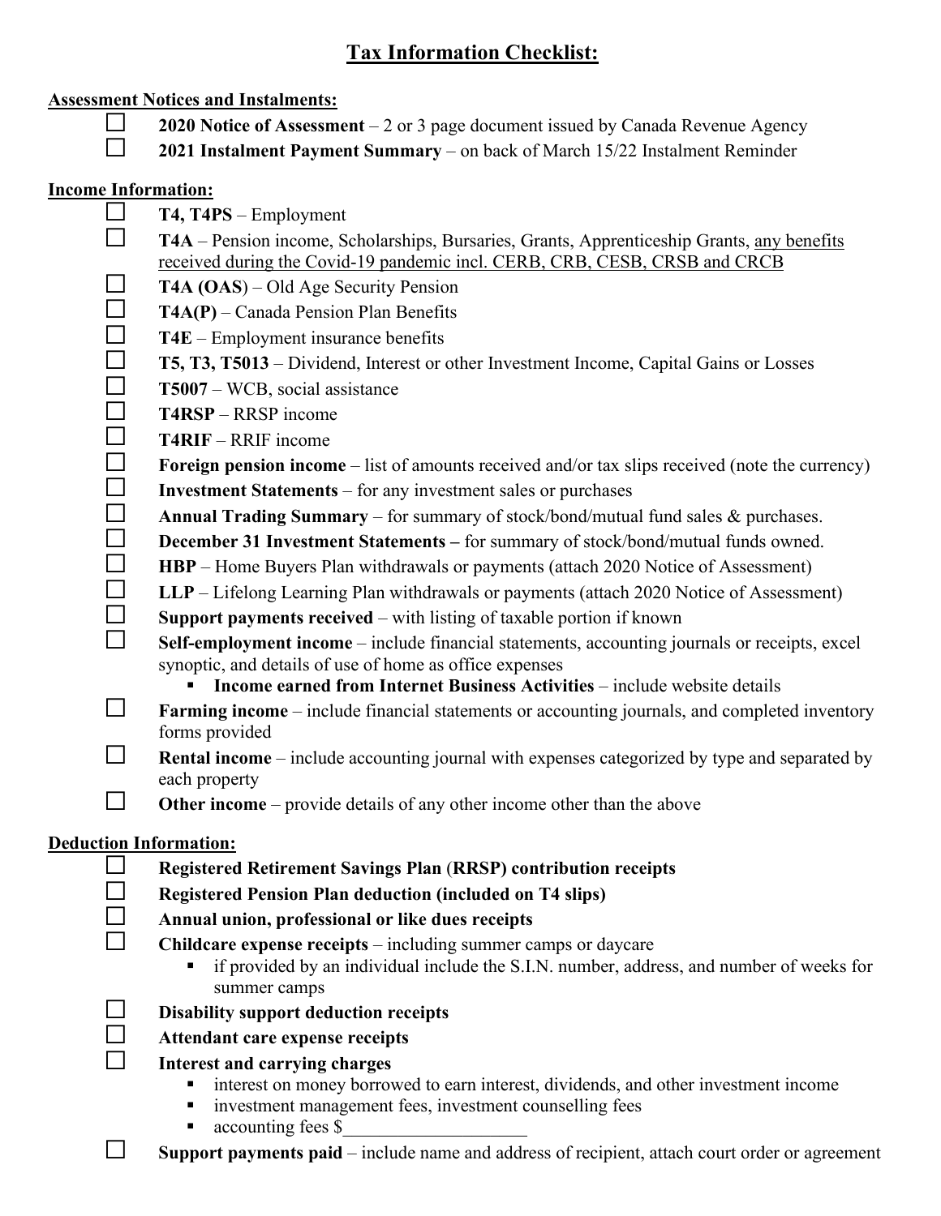# Tax Information Checklist:

**Assessment Notices and Instalments:**

- [ ] **2020 Notice of Assessment** – 2 or 3 page document issued by Canada Revenue Agency
- [ ] **2021 Instalment Payment Summary** – on back of March 15/22 Instalment Reminder

**Income Information:**

- [ ] **T4, T4PS** – Employment
- [ ] **T4A** – Pension income, Scholarships, Bursaries, Grants, Apprenticeship Grants, any benefits received during the Covid-19 pandemic incl. CERB, CRB, CESB, CRSB and CRCB
- [ ] **T4A (OAS)** – Old Age Security Pension
- [ ] **T4A(P)** – Canada Pension Plan Benefits
- [ ] **T4E** – Employment insurance benefits
- [ ] **T5, T3, T5013** – Dividend, Interest or other Investment Income, Capital Gains or Losses
- [ ] **T5007** – WCB, social assistance
- [ ] **T4RSP** – RRSP income
- [ ] **T4RIF** – RRIF income
- [ ] **Foreign pension income** – list of amounts received and/or tax slips received (note the currency)
- [ ] **Investment Statements** – for any investment sales or purchases
- [ ] **Annual Trading Summary** – for summary of stock/bond/mutual fund sales & purchases.
- [ ] **December 31 Investment Statements –** for summary of stock/bond/mutual funds owned.
- [ ] **HBP** – Home Buyers Plan withdrawals or payments (attach 2020 Notice of Assessment)
- [ ] **LLP** – Lifelong Learning Plan withdrawals or payments (attach 2020 Notice of Assessment)
- [ ] **Support payments received** – with listing of taxable portion if known
- [ ] **Self-employment income** – include financial statements, accounting journals or receipts, excel synoptic, and details of use of home as office expenses
  - **Income earned from Internet Business Activities** – include website details
- [ ] **Farming income** – include financial statements or accounting journals, and completed inventory forms provided
- [ ] **Rental income** – include accounting journal with expenses categorized by type and separated by each property
- [ ] **Other income** – provide details of any other income other than the above

**Deduction Information:**

- [ ] **Registered Retirement Savings Plan (RRSP) contribution receipts**
- [ ] **Registered Pension Plan deduction (included on T4 slips)**
- [ ] **Annual union, professional or like dues receipts**
- [ ] **Childcare expense receipts** – including summer camps or daycare
  - if provided by an individual include the S.I.N. number, address, and number of weeks for summer camps
- [ ] **Disability support deduction receipts**
- [ ] **Attendant care expense receipts**
- [ ] **Interest and carrying charges**
  - interest on money borrowed to earn interest, dividends, and other investment income
  - investment management fees, investment counselling fees
  - accounting fees $____________________
- [ ] **Support payments paid** – include name and address of recipient, attach court order or agreement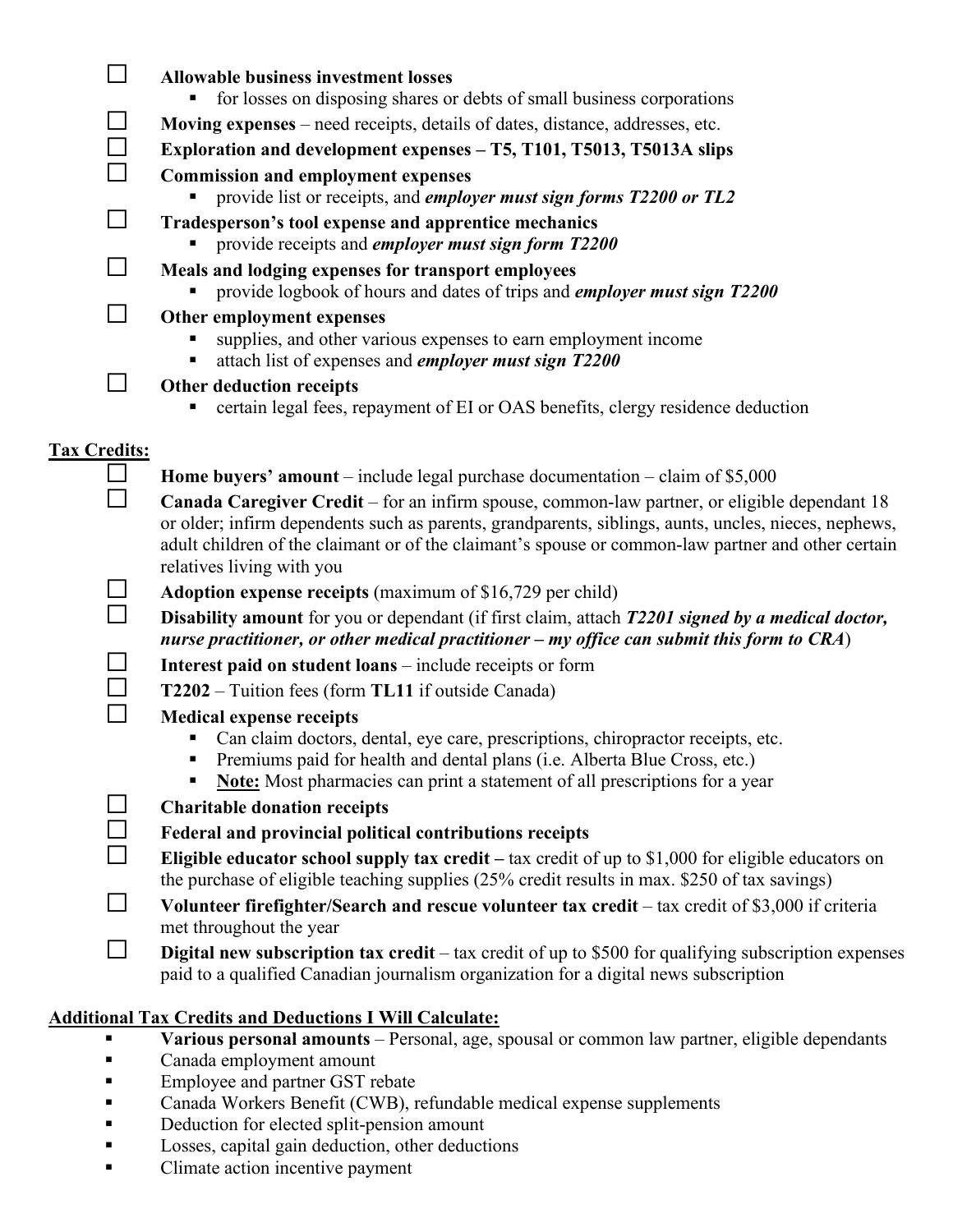- ☐ **Allowable business investment losses**
  - for losses on disposing shares or debts of small business corporations
- ☐ **Moving expenses** – need receipts, details of dates, distance, addresses, etc.
- ☐ **Exploration and development expenses – T5, T101, T5013, T5013A slips**
- ☐ **Commission and employment expenses**
  - provide list or receipts, and ***employer must sign forms T2200 or TL2***
- ☐ **Tradesperson's tool expense and apprentice mechanics**
  - provide receipts and ***employer must sign form T2200***
- ☐ **Meals and lodging expenses for transport employees**
  - provide logbook of hours and dates of trips and ***employer must sign T2200***
- ☐ **Other employment expenses**
  - supplies, and other various expenses to earn employment income
  - attach list of expenses and ***employer must sign T2200***
- ☐ **Other deduction receipts**
  - certain legal fees, repayment of EI or OAS benefits, clergy residence deduction

**<u>Tax Credits:</u>**

- ☐ **Home buyers' amount** – include legal purchase documentation – claim of $5,000
- ☐ **Canada Caregiver Credit** – for an infirm spouse, common-law partner, or eligible dependant 18 or older; infirm dependents such as parents, grandparents, siblings, aunts, uncles, nieces, nephews, adult children of the claimant or of the claimant's spouse or common-law partner and other certain relatives living with you
- ☐ **Adoption expense receipts** (maximum of $16,729 per child)
- ☐ **Disability amount** for you or dependant (if first claim, attach ***T2201 signed by a medical doctor, nurse practitioner, or other medical practitioner – my office can submit this form to CRA***)
- ☐ **Interest paid on student loans** – include receipts or form
- ☐ **T2202** – Tuition fees (form **TL11** if outside Canada)
- ☐ **Medical expense receipts**
  - Can claim doctors, dental, eye care, prescriptions, chiropractor receipts, etc.
  - Premiums paid for health and dental plans (i.e. Alberta Blue Cross, etc.)
  - **<u>Note:</u>** Most pharmacies can print a statement of all prescriptions for a year
- ☐ **Charitable donation receipts**
- ☐ **Federal and provincial political contributions receipts**
- ☐ **Eligible educator school supply tax credit –** tax credit of up to $1,000 for eligible educators on the purchase of eligible teaching supplies (25% credit results in max. $250 of tax savings)
- ☐ **Volunteer firefighter/Search and rescue volunteer tax credit** – tax credit of $3,000 if criteria met throughout the year
- ☐ **Digital new subscription tax credit** – tax credit of up to $500 for qualifying subscription expenses paid to a qualified Canadian journalism organization for a digital news subscription

**<u>Additional Tax Credits and Deductions I Will Calculate:</u>**

- **Various personal amounts** – Personal, age, spousal or common law partner, eligible dependants
- Canada employment amount
- Employee and partner GST rebate
- Canada Workers Benefit (CWB), refundable medical expense supplements
- Deduction for elected split-pension amount
- Losses, capital gain deduction, other deductions
- Climate action incentive payment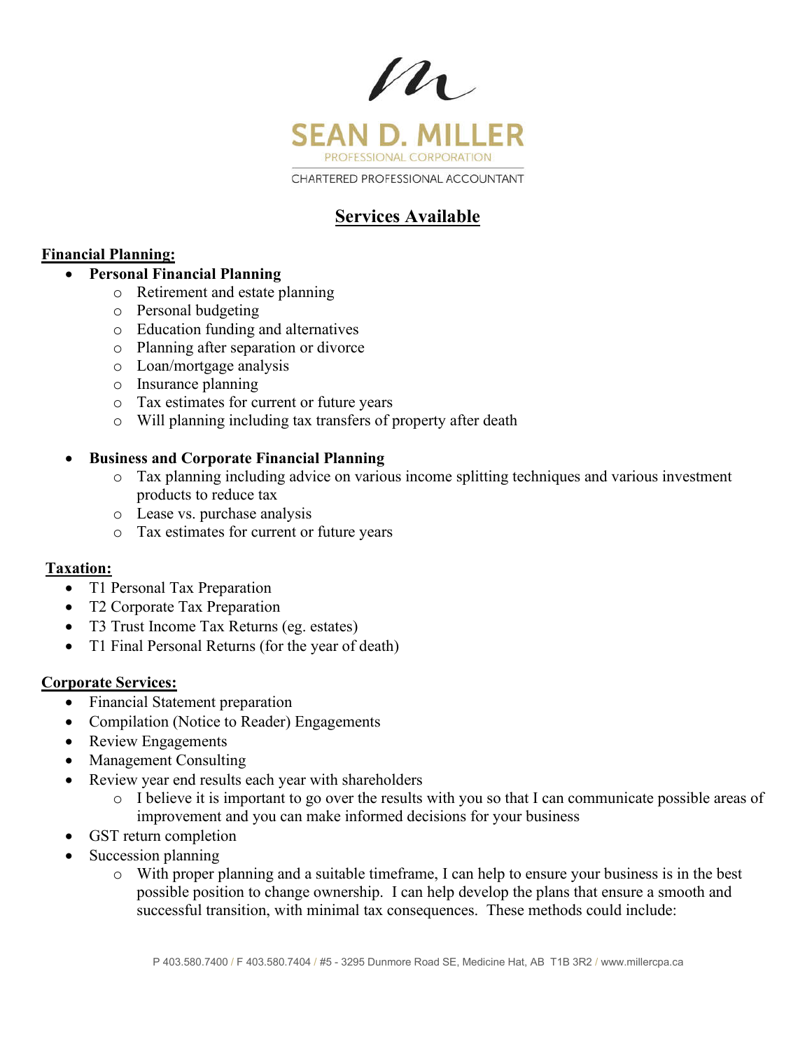SEAN D. MILLER

PROFESSIONAL CORPORATION

CHARTERED PROFESSIONAL ACCOUNTANT

# Services Available

## Financial Planning:

- **Personal Financial Planning**
  - Retirement and estate planning
  - Personal budgeting
  - Education funding and alternatives
  - Planning after separation or divorce
  - Loan/mortgage analysis
  - Insurance planning
  - Tax estimates for current or future years
  - Will planning including tax transfers of property after death

- **Business and Corporate Financial Planning**
  - Tax planning including advice on various income splitting techniques and various investment products to reduce tax
  - Lease vs. purchase analysis
  - Tax estimates for current or future years

## Taxation:

- T1 Personal Tax Preparation
- T2 Corporate Tax Preparation
- T3 Trust Income Tax Returns (eg. estates)
- T1 Final Personal Returns (for the year of death)

## Corporate Services:

- Financial Statement preparation
- Compilation (Notice to Reader) Engagements
- Review Engagements
- Management Consulting
- Review year end results each year with shareholders
  - I believe it is important to go over the results with you so that I can communicate possible areas of improvement and you can make informed decisions for your business
- GST return completion
- Succession planning
  - With proper planning and a suitable timeframe, I can help to ensure your business is in the best possible position to change ownership. I can help develop the plans that ensure a smooth and successful transition, with minimal tax consequences. These methods could include:

P 403.580.7400 / F 403.580.7404 / #5 - 3295 Dunmore Road SE, Medicine Hat, AB T1B 3R2 / www.millercpa.ca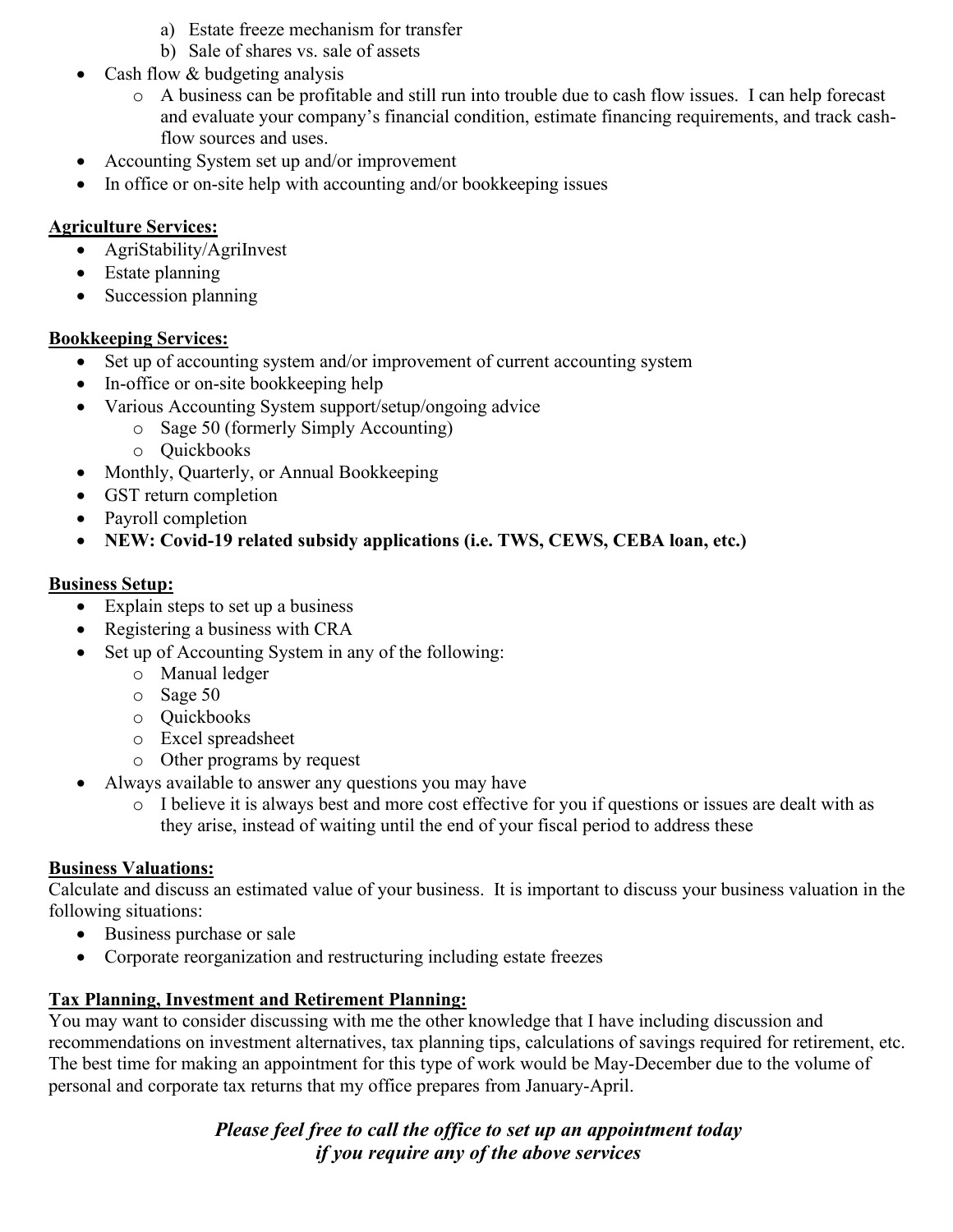a) Estate freeze mechanism for transfer
   b) Sale of shares vs. sale of assets
- Cash flow & budgeting analysis
  - A business can be profitable and still run into trouble due to cash flow issues. I can help forecast and evaluate your company's financial condition, estimate financing requirements, and track cash-flow sources and uses.
- Accounting System set up and/or improvement
- In office or on-site help with accounting and/or bookkeeping issues

**Agriculture Services:**

- AgriStability/AgriInvest
- Estate planning
- Succession planning

**Bookkeeping Services:**

- Set up of accounting system and/or improvement of current accounting system
- In-office or on-site bookkeeping help
- Various Accounting System support/setup/ongoing advice
  - Sage 50 (formerly Simply Accounting)
  - Quickbooks
- Monthly, Quarterly, or Annual Bookkeeping
- GST return completion
- Payroll completion
- **NEW: Covid-19 related subsidy applications (i.e. TWS, CEWS, CEBA loan, etc.)**

**Business Setup:**

- Explain steps to set up a business
- Registering a business with CRA
- Set up of Accounting System in any of the following:
  - Manual ledger
  - Sage 50
  - Quickbooks
  - Excel spreadsheet
  - Other programs by request
- Always available to answer any questions you may have
  - I believe it is always best and more cost effective for you if questions or issues are dealt with as they arise, instead of waiting until the end of your fiscal period to address these

**Business Valuations:**

Calculate and discuss an estimated value of your business. It is important to discuss your business valuation in the following situations:

- Business purchase or sale
- Corporate reorganization and restructuring including estate freezes

**Tax Planning, Investment and Retirement Planning:**

You may want to consider discussing with me the other knowledge that I have including discussion and recommendations on investment alternatives, tax planning tips, calculations of savings required for retirement, etc. The best time for making an appointment for this type of work would be May-December due to the volume of personal and corporate tax returns that my office prepares from January-April.

***Please feel free to call the office to set up an appointment today if you require any of the above services***